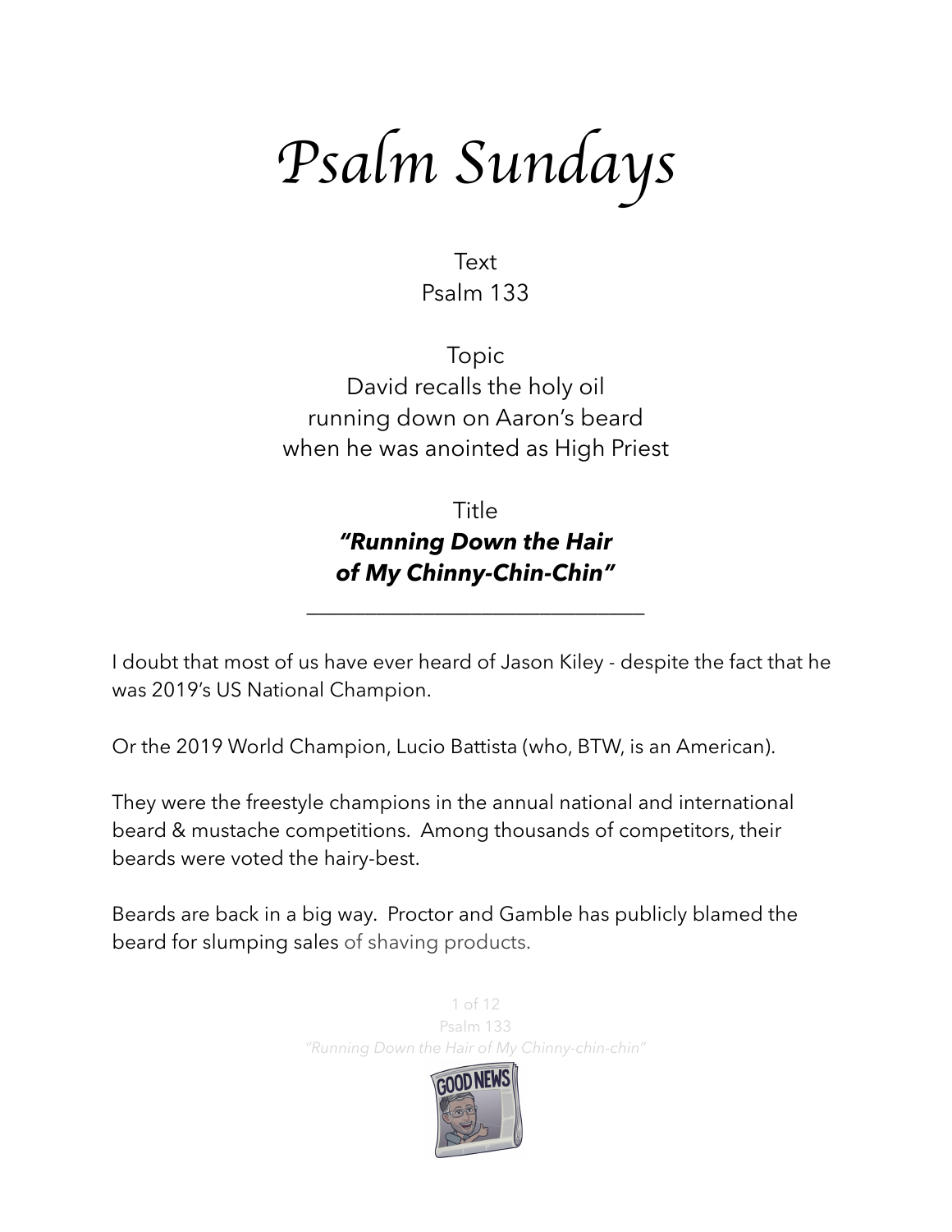# Psalm Sundays

Text
Psalm 133

Topic
David recalls the holy oil
running down on Aaron's beard
when he was anointed as High Priest

Title
***"Running Down the Hair of My Chinny-Chin-Chin"***

---

I doubt that most of us have ever heard of Jason Kiley - despite the fact that he was 2019's US National Champion.

Or the 2019 World Champion, Lucio Battista (who, BTW, is an American).

They were the freestyle champions in the annual national and international beard & mustache competitions. Among thousands of competitors, their beards were voted the hairy-best.

Beards are back in a big way. Proctor and Gamble has publicly blamed the beard for slumping sales of shaving products.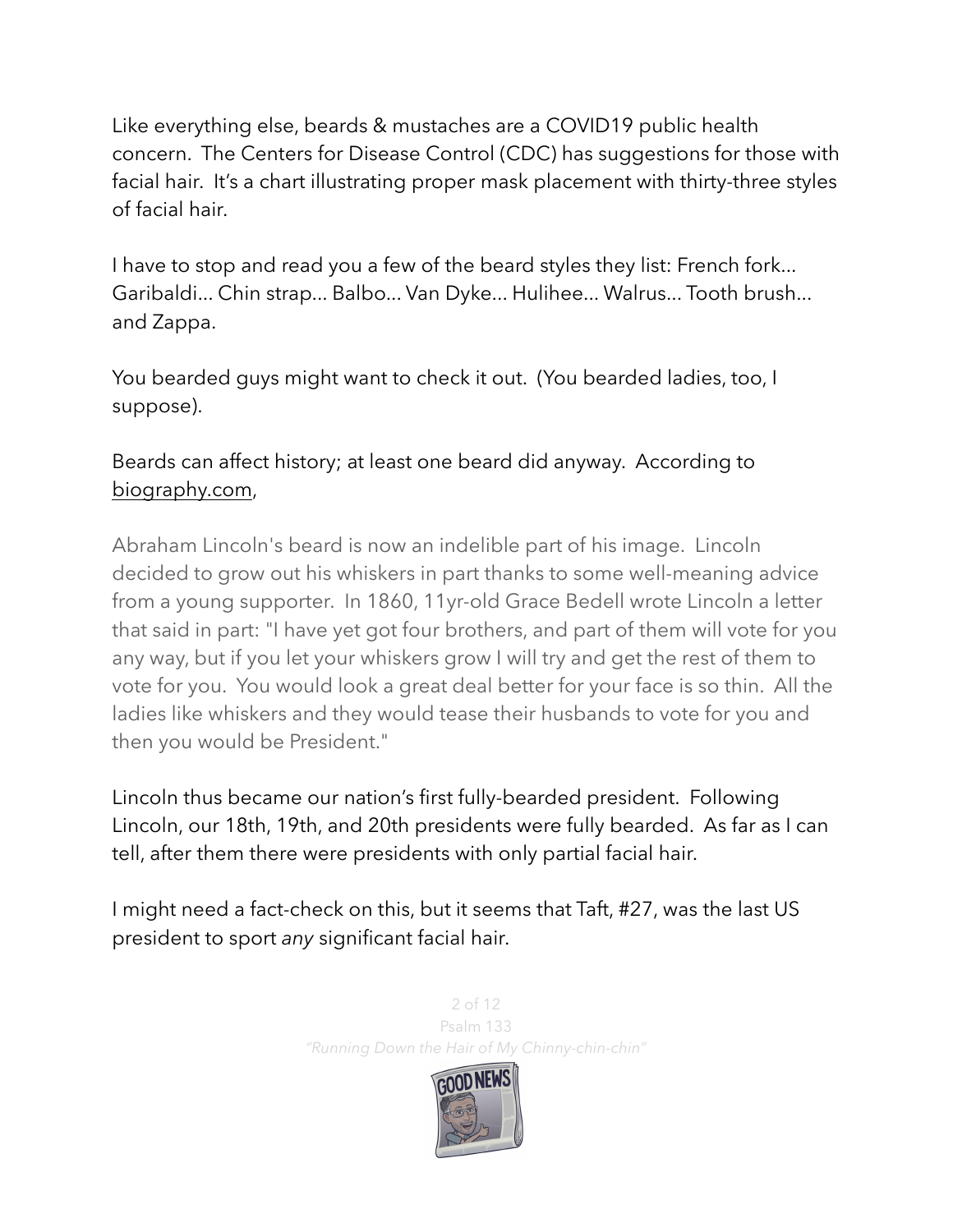Like everything else, beards & mustaches are a COVID19 public health concern. The Centers for Disease Control (CDC) has suggestions for those with facial hair. It's a chart illustrating proper mask placement with thirty-three styles of facial hair.

I have to stop and read you a few of the beard styles they list: French fork... Garibaldi... Chin strap... Balbo... Van Dyke... Hulihee... Walrus... Tooth brush... and Zappa.

You bearded guys might want to check it out. (You bearded ladies, too, I suppose).

Beards can affect history; at least one beard did anyway. According to biography.com,

> Abraham Lincoln's beard is now an indelible part of his image. Lincoln decided to grow out his whiskers in part thanks to some well-meaning advice from a young supporter. In 1860, 11yr-old Grace Bedell wrote Lincoln a letter that said in part: "I have yet got four brothers, and part of them will vote for you any way, but if you let your whiskers grow I will try and get the rest of them to vote for you. You would look a great deal better for your face is so thin. All the ladies like whiskers and they would tease their husbands to vote for you and then you would be President."

Lincoln thus became our nation's first fully-bearded president. Following Lincoln, our 18th, 19th, and 20th presidents were fully bearded. As far as I can tell, after them there were presidents with only partial facial hair.

I might need a fact-check on this, but it seems that Taft, #27, was the last US president to sport *any* significant facial hair.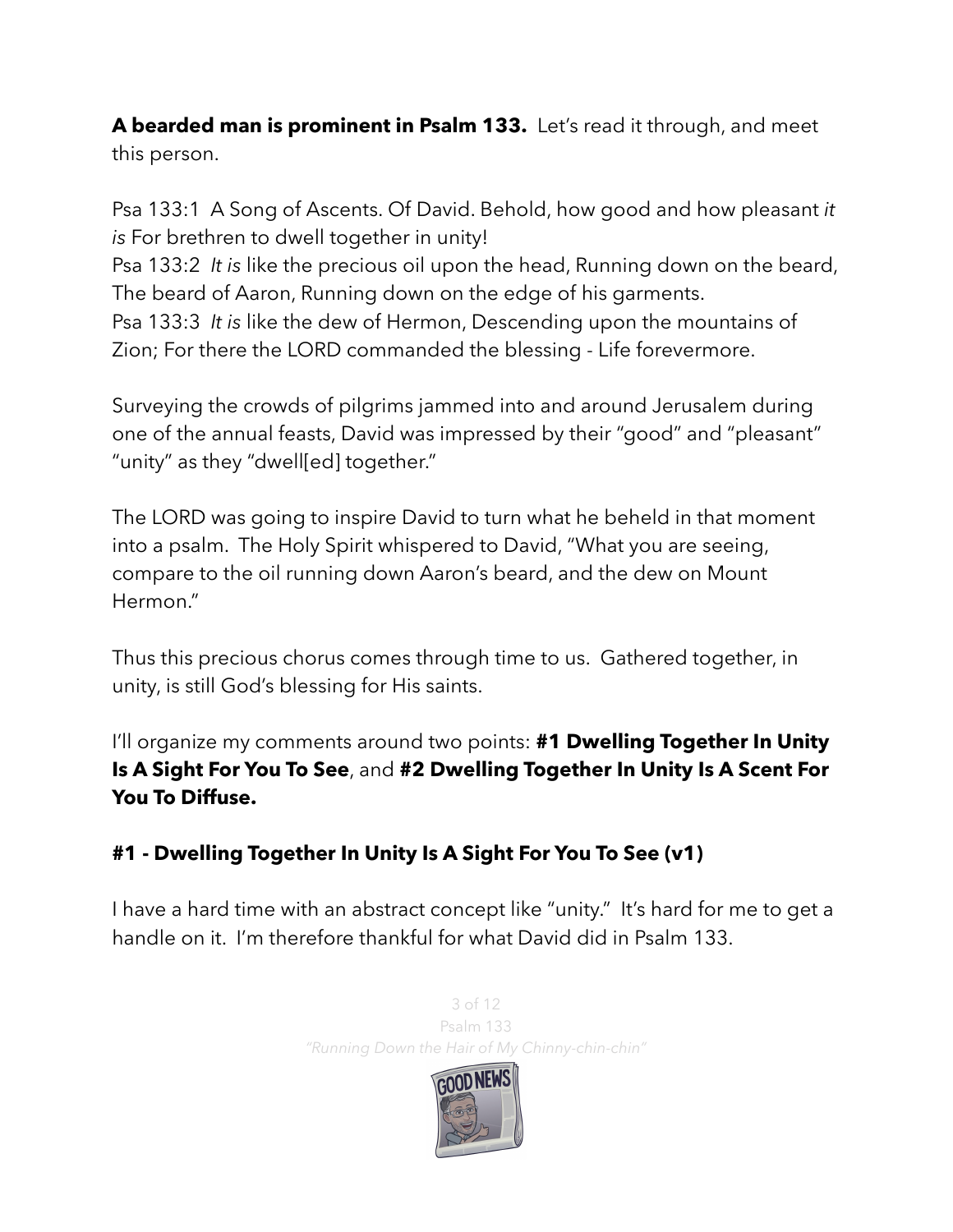**A bearded man is prominent in Psalm 133.** Let's read it through, and meet this person.

Psa 133:1 A Song of Ascents. Of David. Behold, how good and how pleasant *it is* For brethren to dwell together in unity!
Psa 133:2 *It is* like the precious oil upon the head, Running down on the beard, The beard of Aaron, Running down on the edge of his garments.
Psa 133:3 *It is* like the dew of Hermon, Descending upon the mountains of Zion; For there the LORD commanded the blessing - Life forevermore.

Surveying the crowds of pilgrims jammed into and around Jerusalem during one of the annual feasts, David was impressed by their "good" and "pleasant" "unity" as they "dwell[ed] together."

The LORD was going to inspire David to turn what he beheld in that moment into a psalm. The Holy Spirit whispered to David, "What you are seeing, compare to the oil running down Aaron's beard, and the dew on Mount Hermon."

Thus this precious chorus comes through time to us. Gathered together, in unity, is still God's blessing for His saints.

I'll organize my comments around two points: **#1 Dwelling Together In Unity Is A Sight For You To See**, and **#2 Dwelling Together In Unity Is A Scent For You To Diffuse.**

## #1 - Dwelling Together In Unity Is A Sight For You To See (v1)

I have a hard time with an abstract concept like "unity." It's hard for me to get a handle on it. I'm therefore thankful for what David did in Psalm 133.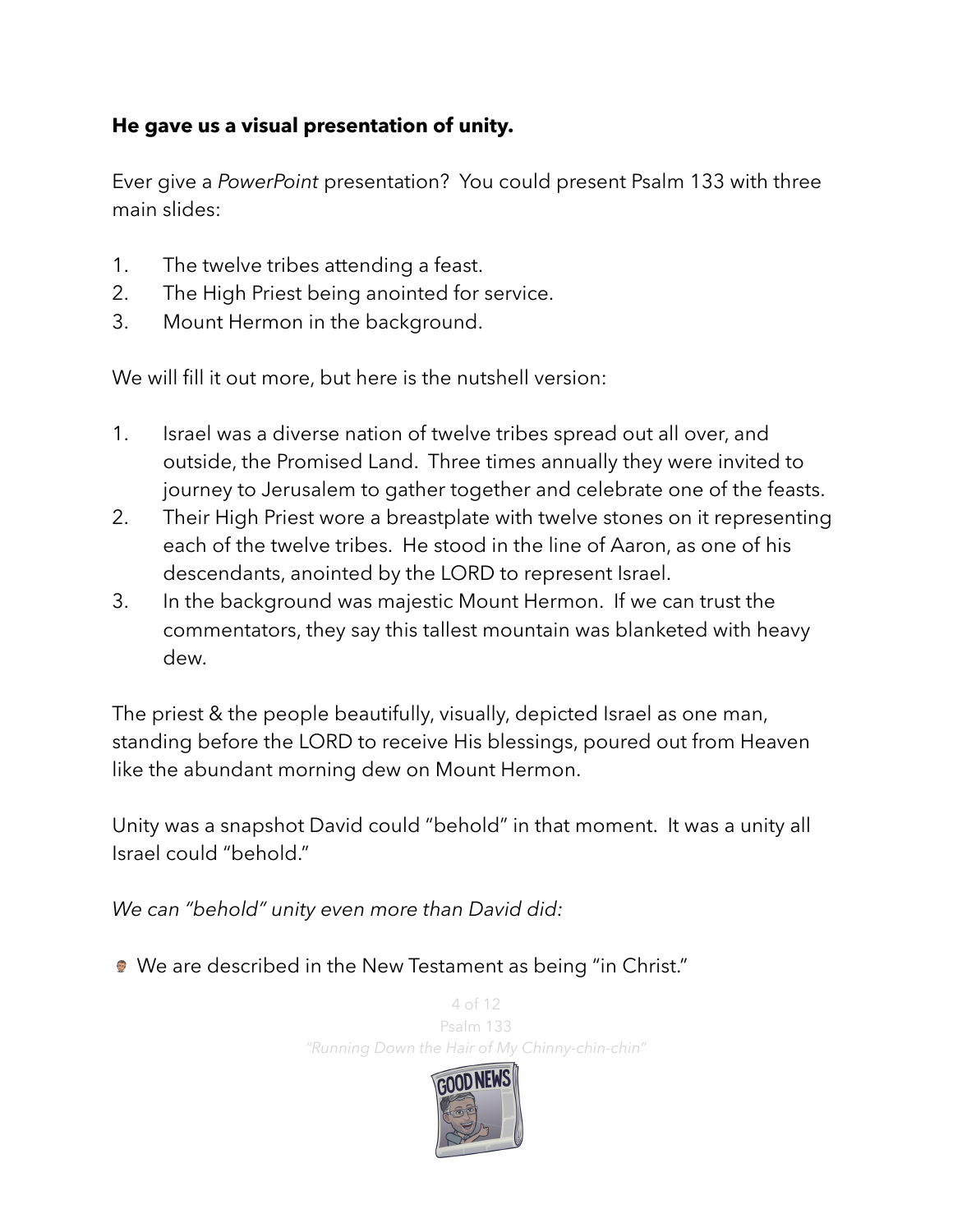**He gave us a visual presentation of unity.**

Ever give a *PowerPoint* presentation? You could present Psalm 133 with three main slides:

1. The twelve tribes attending a feast.
2. The High Priest being anointed for service.
3. Mount Hermon in the background.

We will fill it out more, but here is the nutshell version:

1. Israel was a diverse nation of twelve tribes spread out all over, and outside, the Promised Land. Three times annually they were invited to journey to Jerusalem to gather together and celebrate one of the feasts.
2. Their High Priest wore a breastplate with twelve stones on it representing each of the twelve tribes. He stood in the line of Aaron, as one of his descendants, anointed by the LORD to represent Israel.
3. In the background was majestic Mount Hermon. If we can trust the commentators, they say this tallest mountain was blanketed with heavy dew.

The priest & the people beautifully, visually, depicted Israel as one man, standing before the LORD to receive His blessings, poured out from Heaven like the abundant morning dew on Mount Hermon.

Unity was a snapshot David could "behold" in that moment. It was a unity all Israel could "behold."

*We can "behold" unity even more than David did:*

- We are described in the New Testament as being "in Christ."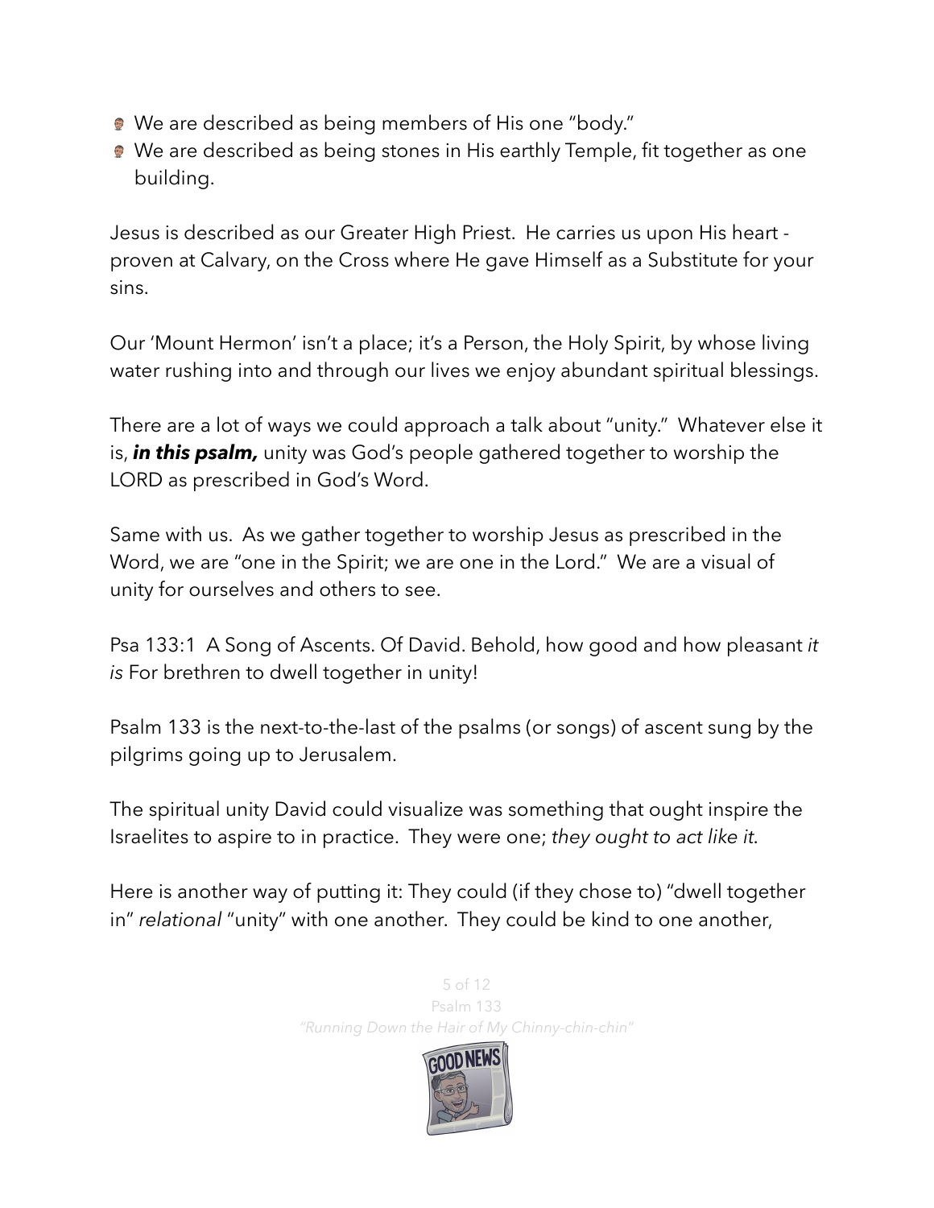- We are described as being members of His one "body."
- We are described as being stones in His earthly Temple, fit together as one building.

Jesus is described as our Greater High Priest. He carries us upon His heart - proven at Calvary, on the Cross where He gave Himself as a Substitute for your sins.

Our 'Mount Hermon' isn't a place; it's a Person, the Holy Spirit, by whose living water rushing into and through our lives we enjoy abundant spiritual blessings.

There are a lot of ways we could approach a talk about "unity." Whatever else it is, ***in this psalm,*** unity was God's people gathered together to worship the LORD as prescribed in God's Word.

Same with us. As we gather together to worship Jesus as prescribed in the Word, we are "one in the Spirit; we are one in the Lord." We are a visual of unity for ourselves and others to see.

Psa 133:1 A Song of Ascents. Of David. Behold, how good and how pleasant *it is* For brethren to dwell together in unity!

Psalm 133 is the next-to-the-last of the psalms (or songs) of ascent sung by the pilgrims going up to Jerusalem.

The spiritual unity David could visualize was something that ought inspire the Israelites to aspire to in practice. They were one; *they ought to act like it.*

Here is another way of putting it: They could (if they chose to) "dwell together in" *relational* "unity" with one another. They could be kind to one another,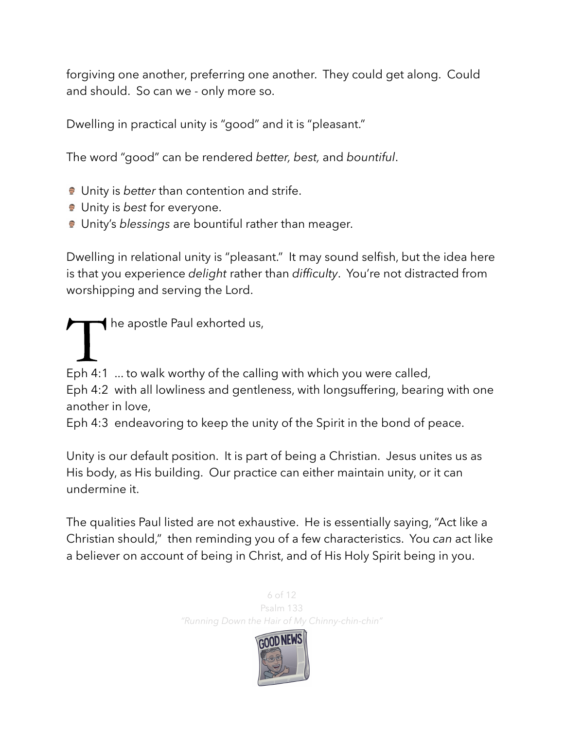forgiving one another, preferring one another. They could get along. Could and should. So can we - only more so.

Dwelling in practical unity is "good" and it is "pleasant."

The word "good" can be rendered *better, best,* and *bountiful*.

- Unity is *better* than contention and strife.
- Unity is *best* for everyone.
- Unity's *blessings* are bountiful rather than meager.

Dwelling in relational unity is "pleasant." It may sound selfish, but the idea here is that you experience *delight* rather than *difficulty*. You're not distracted from worshipping and serving the Lord.

The apostle Paul exhorted us,

Eph 4:1 ... to walk worthy of the calling with which you were called,
Eph 4:2 with all lowliness and gentleness, with longsuffering, bearing with one another in love,
Eph 4:3 endeavoring to keep the unity of the Spirit in the bond of peace.

Unity is our default position. It is part of being a Christian. Jesus unites us as His body, as His building. Our practice can either maintain unity, or it can undermine it.

The qualities Paul listed are not exhaustive. He is essentially saying, "Act like a Christian should," then reminding you of a few characteristics. You *can* act like a believer on account of being in Christ, and of His Holy Spirit being in you.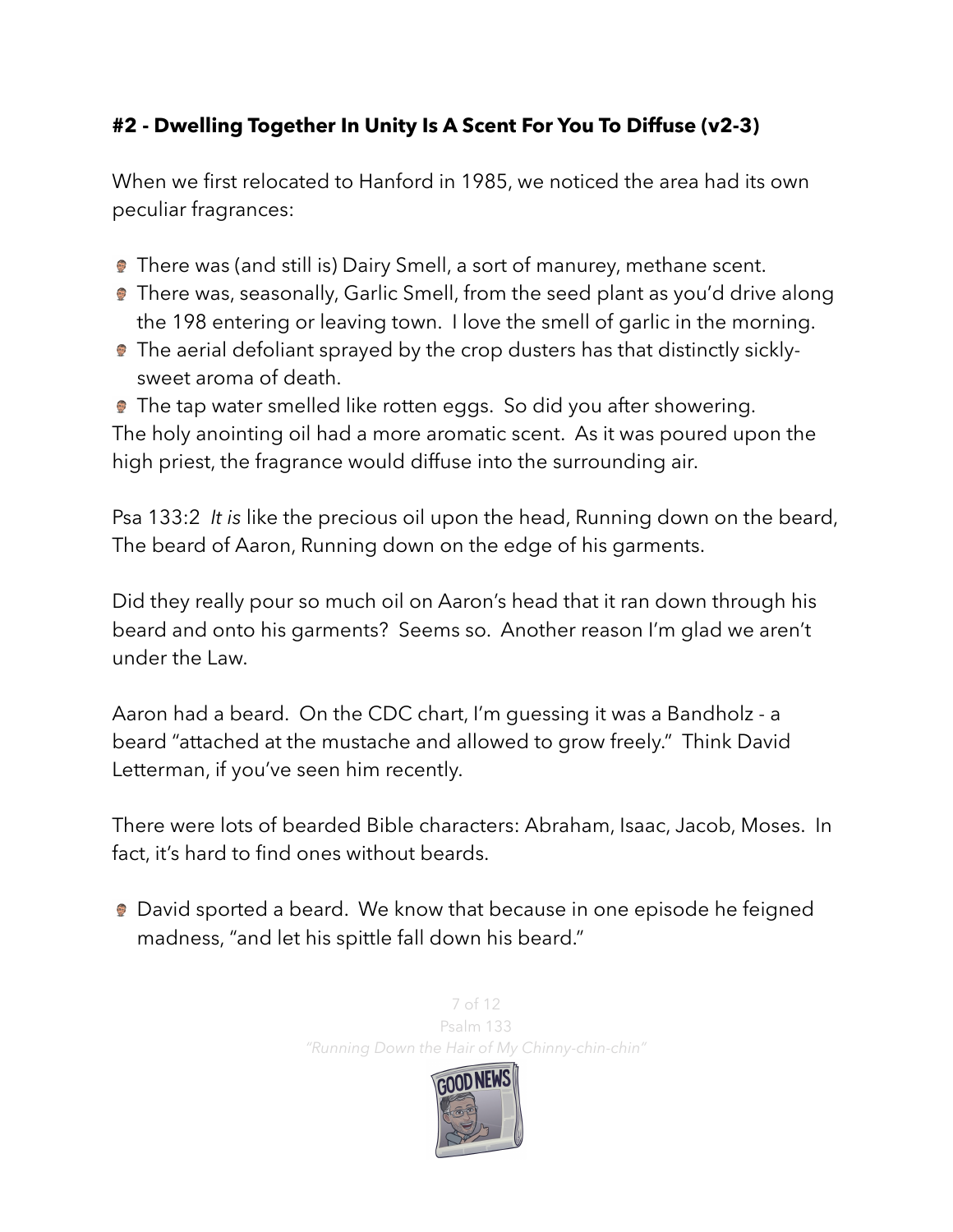**#2 - Dwelling Together In Unity Is A Scent For You To Diffuse (v2-3)**

When we first relocated to Hanford in 1985, we noticed the area had its own peculiar fragrances:

- There was (and still is) Dairy Smell, a sort of manurey, methane scent.
- There was, seasonally, Garlic Smell, from the seed plant as you'd drive along the 198 entering or leaving town. I love the smell of garlic in the morning.
- The aerial defoliant sprayed by the crop dusters has that distinctly sickly-sweet aroma of death.
- The tap water smelled like rotten eggs. So did you after showering.

The holy anointing oil had a more aromatic scent. As it was poured upon the high priest, the fragrance would diffuse into the surrounding air.

Psa 133:2 *It is* like the precious oil upon the head, Running down on the beard, The beard of Aaron, Running down on the edge of his garments.

Did they really pour so much oil on Aaron's head that it ran down through his beard and onto his garments? Seems so. Another reason I'm glad we aren't under the Law.

Aaron had a beard. On the CDC chart, I'm guessing it was a Bandholz - a beard "attached at the mustache and allowed to grow freely." Think David Letterman, if you've seen him recently.

There were lots of bearded Bible characters: Abraham, Isaac, Jacob, Moses. In fact, it's hard to find ones without beards.

- David sported a beard. We know that because in one episode he feigned madness, "and let his spittle fall down his beard."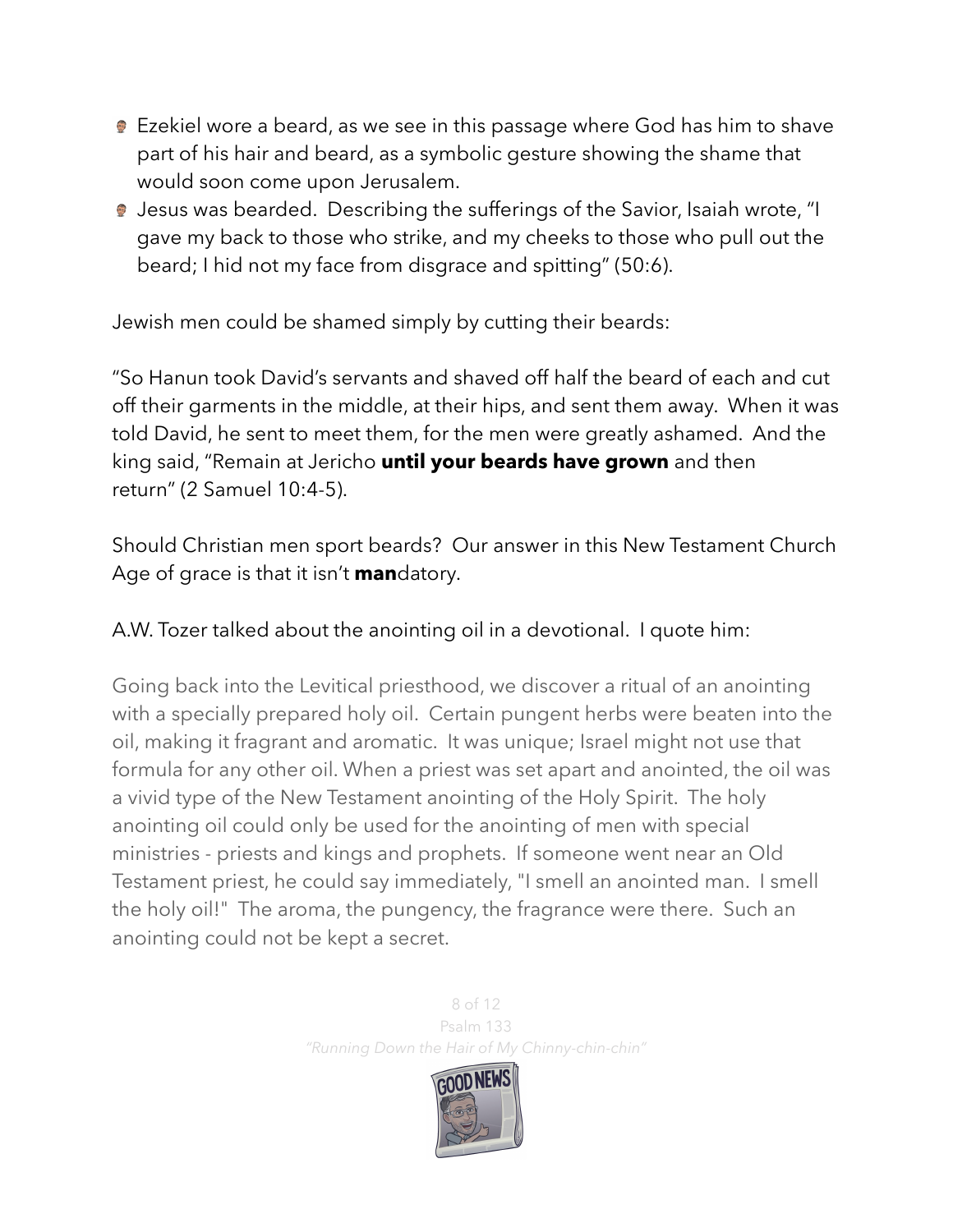- Ezekiel wore a beard, as we see in this passage where God has him to shave part of his hair and beard, as a symbolic gesture showing the shame that would soon come upon Jerusalem.
- Jesus was bearded. Describing the sufferings of the Savior, Isaiah wrote, "I gave my back to those who strike, and my cheeks to those who pull out the beard; I hid not my face from disgrace and spitting" (50:6).

Jewish men could be shamed simply by cutting their beards:

"So Hanun took David's servants and shaved off half the beard of each and cut off their garments in the middle, at their hips, and sent them away. When it was told David, he sent to meet them, for the men were greatly ashamed. And the king said, "Remain at Jericho **until your beards have grown** and then return" (2 Samuel 10:4-5).

Should Christian men sport beards? Our answer in this New Testament Church Age of grace is that it isn't **man**datory.

A.W. Tozer talked about the anointing oil in a devotional. I quote him:

Going back into the Levitical priesthood, we discover a ritual of an anointing with a specially prepared holy oil. Certain pungent herbs were beaten into the oil, making it fragrant and aromatic. It was unique; Israel might not use that formula for any other oil. When a priest was set apart and anointed, the oil was a vivid type of the New Testament anointing of the Holy Spirit. The holy anointing oil could only be used for the anointing of men with special ministries - priests and kings and prophets. If someone went near an Old Testament priest, he could say immediately, "I smell an anointed man. I smell the holy oil!" The aroma, the pungency, the fragrance were there. Such an anointing could not be kept a secret.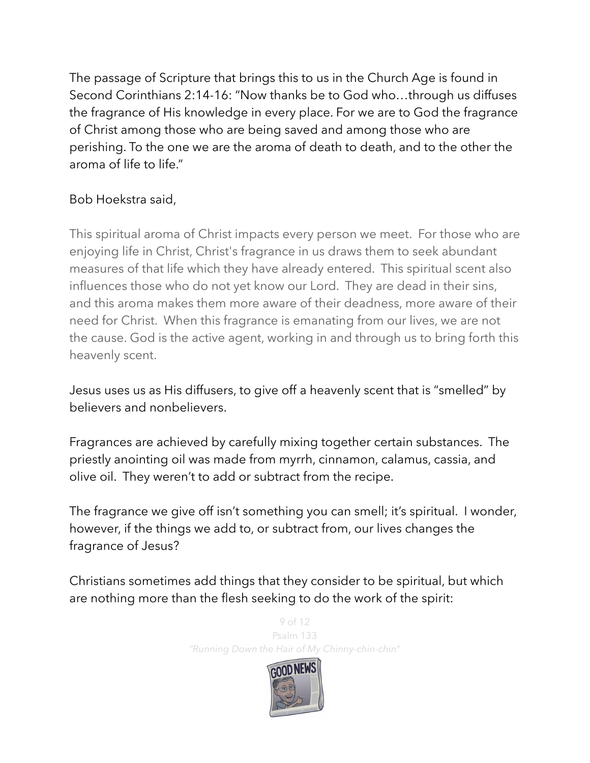The passage of Scripture that brings this to us in the Church Age is found in Second Corinthians 2:14-16: "Now thanks be to God who…through us diffuses the fragrance of His knowledge in every place. For we are to God the fragrance of Christ among those who are being saved and among those who are perishing. To the one we are the aroma of death to death, and to the other the aroma of life to life."

Bob Hoekstra said,

> This spiritual aroma of Christ impacts every person we meet. For those who are enjoying life in Christ, Christ's fragrance in us draws them to seek abundant measures of that life which they have already entered. This spiritual scent also influences those who do not yet know our Lord. They are dead in their sins, and this aroma makes them more aware of their deadness, more aware of their need for Christ. When this fragrance is emanating from our lives, we are not the cause. God is the active agent, working in and through us to bring forth this heavenly scent.

Jesus uses us as His diffusers, to give off a heavenly scent that is "smelled" by believers and nonbelievers.

Fragrances are achieved by carefully mixing together certain substances. The priestly anointing oil was made from myrrh, cinnamon, calamus, cassia, and olive oil. They weren't to add or subtract from the recipe.

The fragrance we give off isn't something you can smell; it's spiritual. I wonder, however, if the things we add to, or subtract from, our lives changes the fragrance of Jesus?

Christians sometimes add things that they consider to be spiritual, but which are nothing more than the flesh seeking to do the work of the spirit: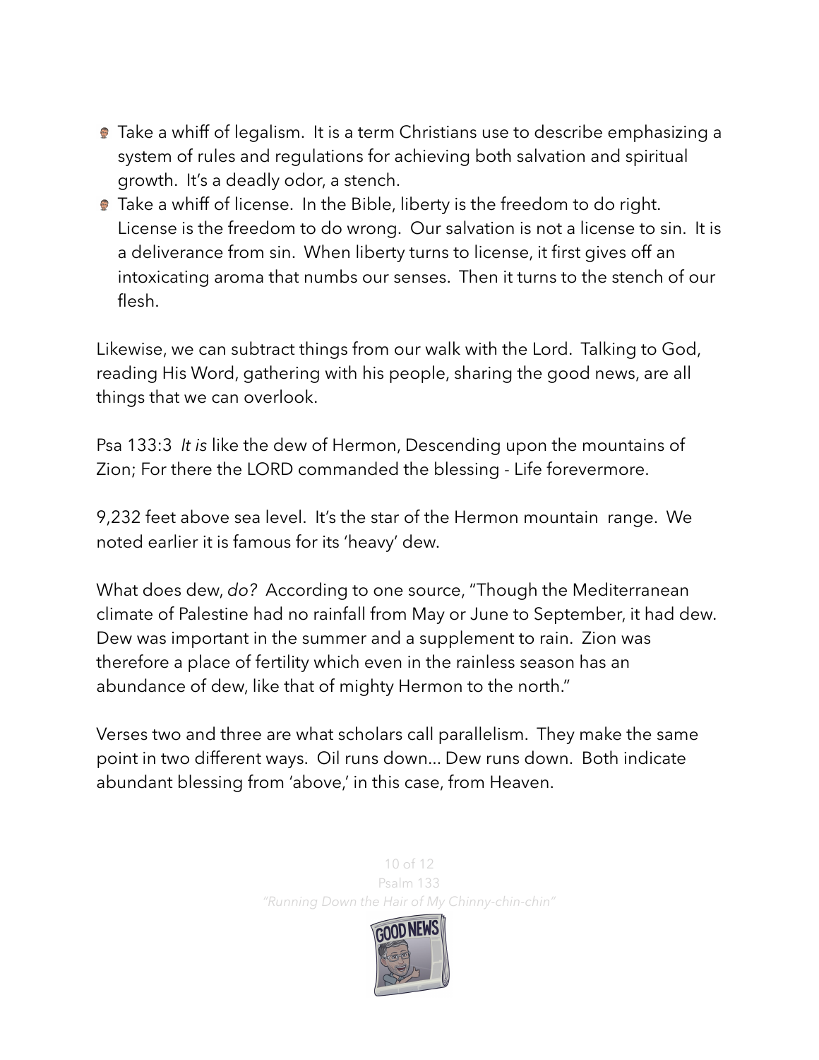- Take a whiff of legalism. It is a term Christians use to describe emphasizing a system of rules and regulations for achieving both salvation and spiritual growth. It's a deadly odor, a stench.
- Take a whiff of license. In the Bible, liberty is the freedom to do right. License is the freedom to do wrong. Our salvation is not a license to sin. It is a deliverance from sin. When liberty turns to license, it first gives off an intoxicating aroma that numbs our senses. Then it turns to the stench of our flesh.

Likewise, we can subtract things from our walk with the Lord. Talking to God, reading His Word, gathering with his people, sharing the good news, are all things that we can overlook.

Psa 133:3 *It is* like the dew of Hermon, Descending upon the mountains of Zion; For there the LORD commanded the blessing - Life forevermore.

9,232 feet above sea level. It's the star of the Hermon mountain range. We noted earlier it is famous for its 'heavy' dew.

What does dew, *do?* According to one source, "Though the Mediterranean climate of Palestine had no rainfall from May or June to September, it had dew. Dew was important in the summer and a supplement to rain. Zion was therefore a place of fertility which even in the rainless season has an abundance of dew, like that of mighty Hermon to the north."

Verses two and three are what scholars call parallelism. They make the same point in two different ways. Oil runs down... Dew runs down. Both indicate abundant blessing from 'above,' in this case, from Heaven.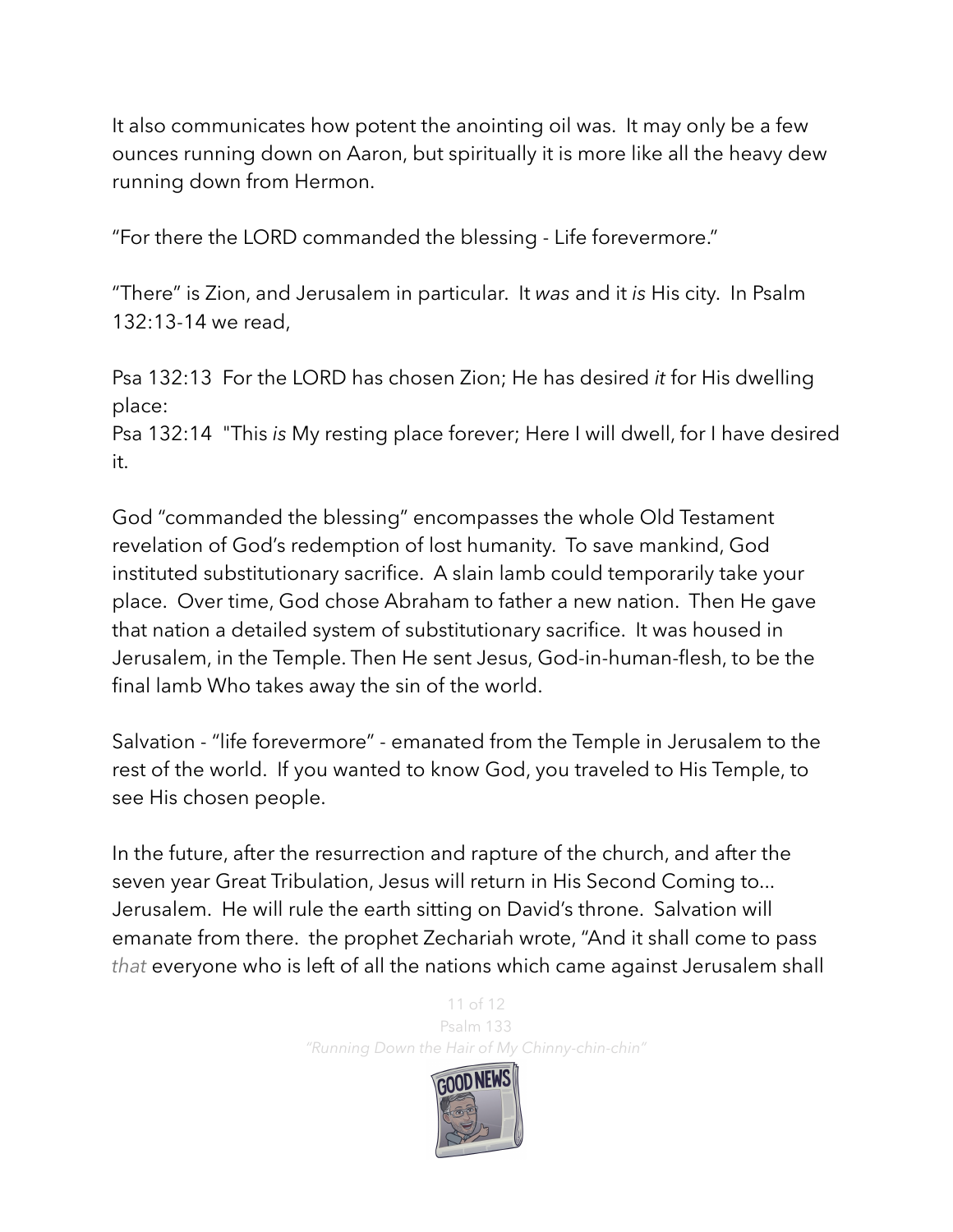It also communicates how potent the anointing oil was. It may only be a few ounces running down on Aaron, but spiritually it is more like all the heavy dew running down from Hermon.

“For there the LORD commanded the blessing - Life forevermore.”

“There” is Zion, and Jerusalem in particular. It *was* and it *is* His city. In Psalm 132:13-14 we read,

Psa 132:13 For the LORD has chosen Zion; He has desired *it* for His dwelling place:
Psa 132:14 "This *is* My resting place forever; Here I will dwell, for I have desired it.

God “commanded the blessing” encompasses the whole Old Testament revelation of God’s redemption of lost humanity. To save mankind, God instituted substitutionary sacrifice. A slain lamb could temporarily take your place. Over time, God chose Abraham to father a new nation. Then He gave that nation a detailed system of substitutionary sacrifice. It was housed in Jerusalem, in the Temple. Then He sent Jesus, God-in-human-flesh, to be the final lamb Who takes away the sin of the world.

Salvation - “life forevermore” - emanated from the Temple in Jerusalem to the rest of the world. If you wanted to know God, you traveled to His Temple, to see His chosen people.

In the future, after the resurrection and rapture of the church, and after the seven year Great Tribulation, Jesus will return in His Second Coming to… Jerusalem. He will rule the earth sitting on David’s throne. Salvation will emanate from there. the prophet Zechariah wrote, “And it shall come to pass *that* everyone who is left of all the nations which came against Jerusalem shall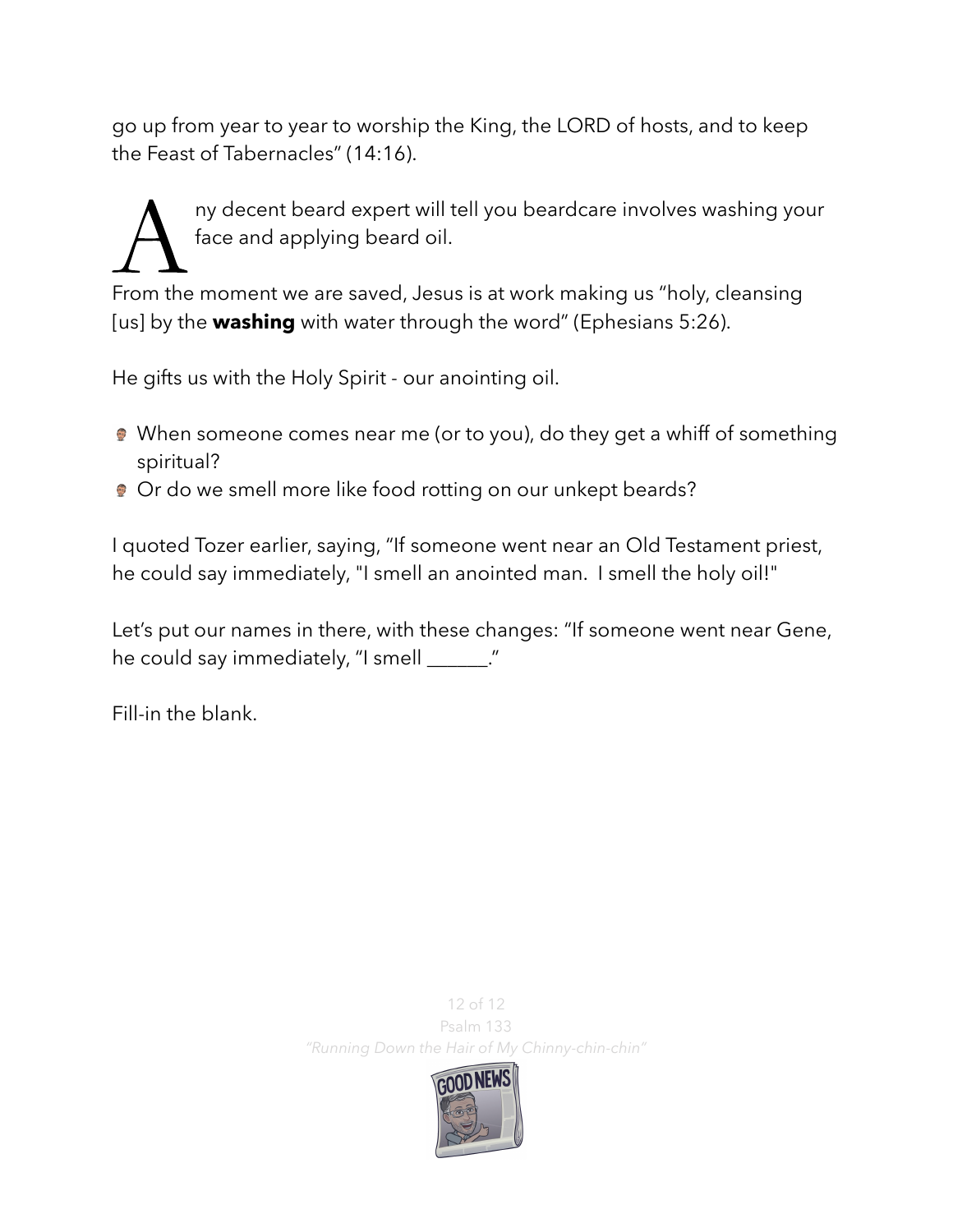go up from year to year to worship the King, the LORD of hosts, and to keep the Feast of Tabernacles" (14:16).

Any decent beard expert will tell you beardcare involves washing your face and applying beard oil.

From the moment we are saved, Jesus is at work making us "holy, cleansing [us] by the **washing** with water through the word" (Ephesians 5:26).

He gifts us with the Holy Spirit - our anointing oil.

- When someone comes near me (or to you), do they get a whiff of something spiritual?
- Or do we smell more like food rotting on our unkept beards?

I quoted Tozer earlier, saying, "If someone went near an Old Testament priest, he could say immediately, "I smell an anointed man. I smell the holy oil!"

Let's put our names in there, with these changes: "If someone went near Gene, he could say immediately, "I smell ______."

Fill-in the blank.